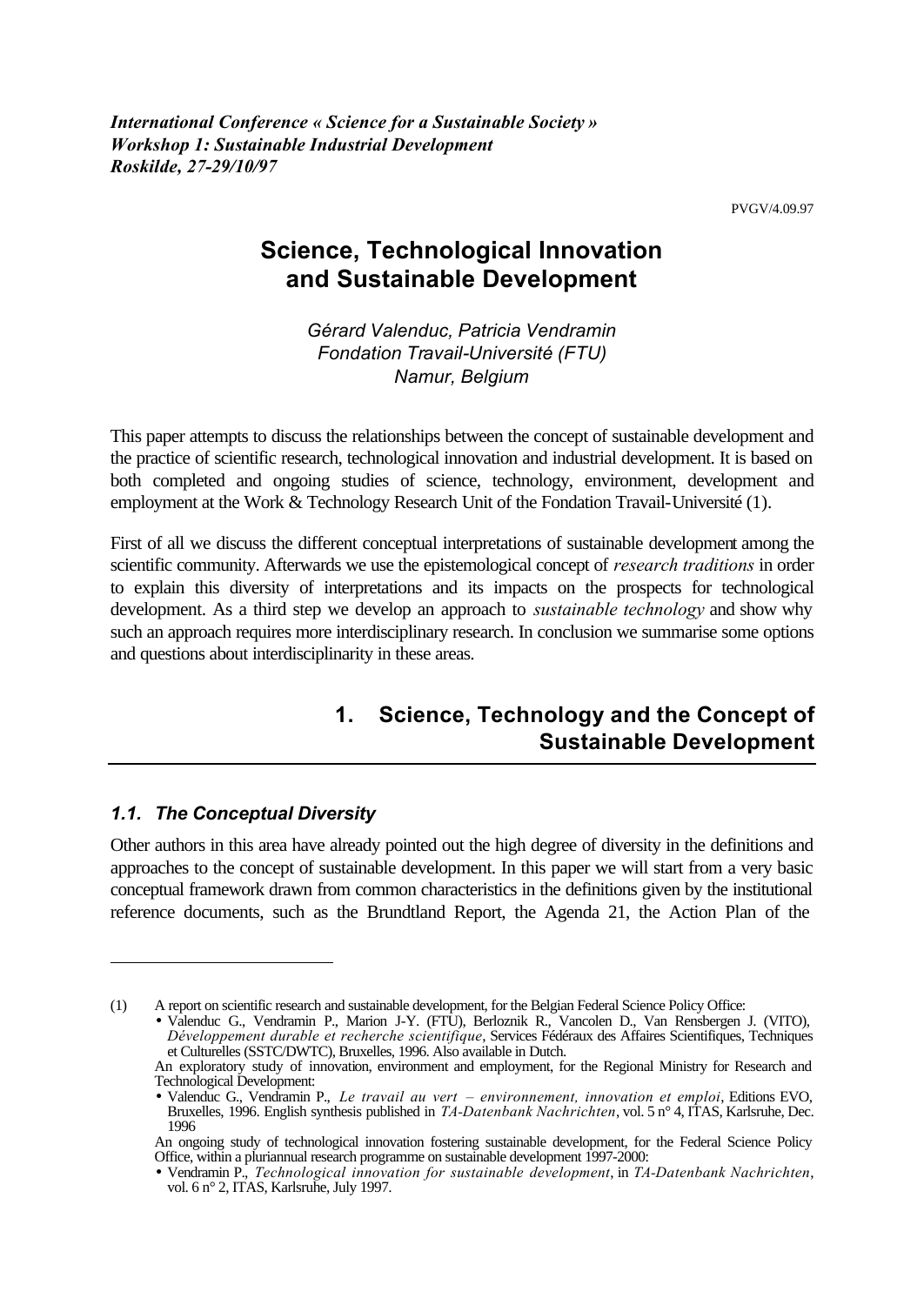***International Conference « Science for a Sustainable Society »***
***Workshop 1: Sustainable Industrial Development***
***Roskilde, 27-29/10/97***

PVGV/4.09.97

# Science, Technological Innovation and Sustainable Development

*Gérard Valenduc, Patricia Vendramin*
*Fondation Travail-Université (FTU)*
*Namur, Belgium*

This paper attempts to discuss the relationships between the concept of sustainable development and the practice of scientific research, technological innovation and industrial development. It is based on both completed and ongoing studies of science, technology, environment, development and employment at the Work & Technology Research Unit of the Fondation Travail-Université (1).

First of all we discuss the different conceptual interpretations of sustainable development among the scientific community. Afterwards we use the epistemological concept of *research traditions* in order to explain this diversity of interpretations and its impacts on the prospects for technological development. As a third step we develop an approach to *sustainable technology* and show why such an approach requires more interdisciplinary research. In conclusion we summarise some options and questions about interdisciplinarity in these areas.

## 1. Science, Technology and the Concept of Sustainable Development

### *1.1. The Conceptual Diversity*

Other authors in this area have already pointed out the high degree of diversity in the definitions and approaches to the concept of sustainable development. In this paper we will start from a very basic conceptual framework drawn from common characteristics in the definitions given by the institutional reference documents, such as the Brundtland Report, the Agenda 21, the Action Plan of the

---

(1) A report on scientific research and sustainable development, for the Belgian Federal Science Policy Office:
- Valenduc G., Vendramin P., Marion J-Y. (FTU), Berloznik R., Vancolen D., Van Rensbergen J. (VITO), *Développement durable et recherche scientifique*, Services Fédéraux des Affaires Scientifiques, Techniques et Culturelles (SSTC/DWTC), Bruxelles, 1996. Also available in Dutch.

An exploratory study of innovation, environment and employment, for the Regional Ministry for Research and Technological Development:
- Valenduc G., Vendramin P., *Le travail au vert – environnement, innovation et emploi*, Editions EVO, Bruxelles, 1996. English synthesis published in *TA-Datenbank Nachrichten*, vol. 5 n° 4, ITAS, Karlsruhe, Dec. 1996

An ongoing study of technological innovation fostering sustainable development, for the Federal Science Policy Office, within a pluriannual research programme on sustainable development 1997-2000:
- Vendramin P., *Technological innovation for sustainable development*, in *TA-Datenbank Nachrichten*, vol. 6 n° 2, ITAS, Karlsruhe, July 1997.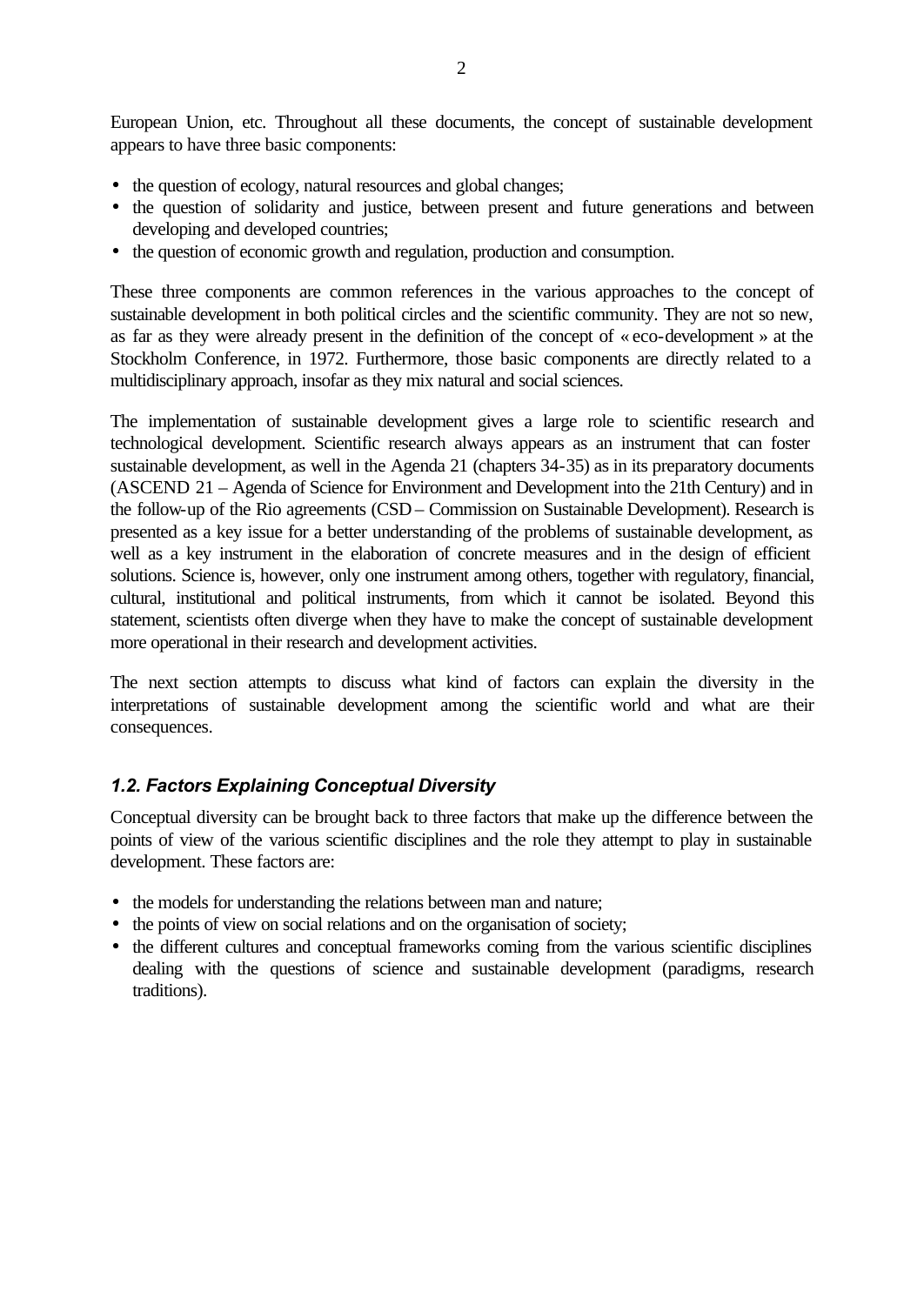European Union, etc. Throughout all these documents, the concept of sustainable development appears to have three basic components:

- the question of ecology, natural resources and global changes;
- the question of solidarity and justice, between present and future generations and between developing and developed countries;
- the question of economic growth and regulation, production and consumption.

These three components are common references in the various approaches to the concept of sustainable development in both political circles and the scientific community. They are not so new, as far as they were already present in the definition of the concept of « eco-development » at the Stockholm Conference, in 1972. Furthermore, those basic components are directly related to a multidisciplinary approach, insofar as they mix natural and social sciences.

The implementation of sustainable development gives a large role to scientific research and technological development. Scientific research always appears as an instrument that can foster sustainable development, as well in the Agenda 21 (chapters 34-35) as in its preparatory documents (ASCEND 21 – Agenda of Science for Environment and Development into the 21th Century) and in the follow-up of the Rio agreements (CSD – Commission on Sustainable Development). Research is presented as a key issue for a better understanding of the problems of sustainable development, as well as a key instrument in the elaboration of concrete measures and in the design of efficient solutions. Science is, however, only one instrument among others, together with regulatory, financial, cultural, institutional and political instruments, from which it cannot be isolated. Beyond this statement, scientists often diverge when they have to make the concept of sustainable development more operational in their research and development activities.

The next section attempts to discuss what kind of factors can explain the diversity in the interpretations of sustainable development among the scientific world and what are their consequences.

### *1.2. Factors Explaining Conceptual Diversity*

Conceptual diversity can be brought back to three factors that make up the difference between the points of view of the various scientific disciplines and the role they attempt to play in sustainable development. These factors are:

- the models for understanding the relations between man and nature;
- the points of view on social relations and on the organisation of society;
- the different cultures and conceptual frameworks coming from the various scientific disciplines dealing with the questions of science and sustainable development (paradigms, research traditions).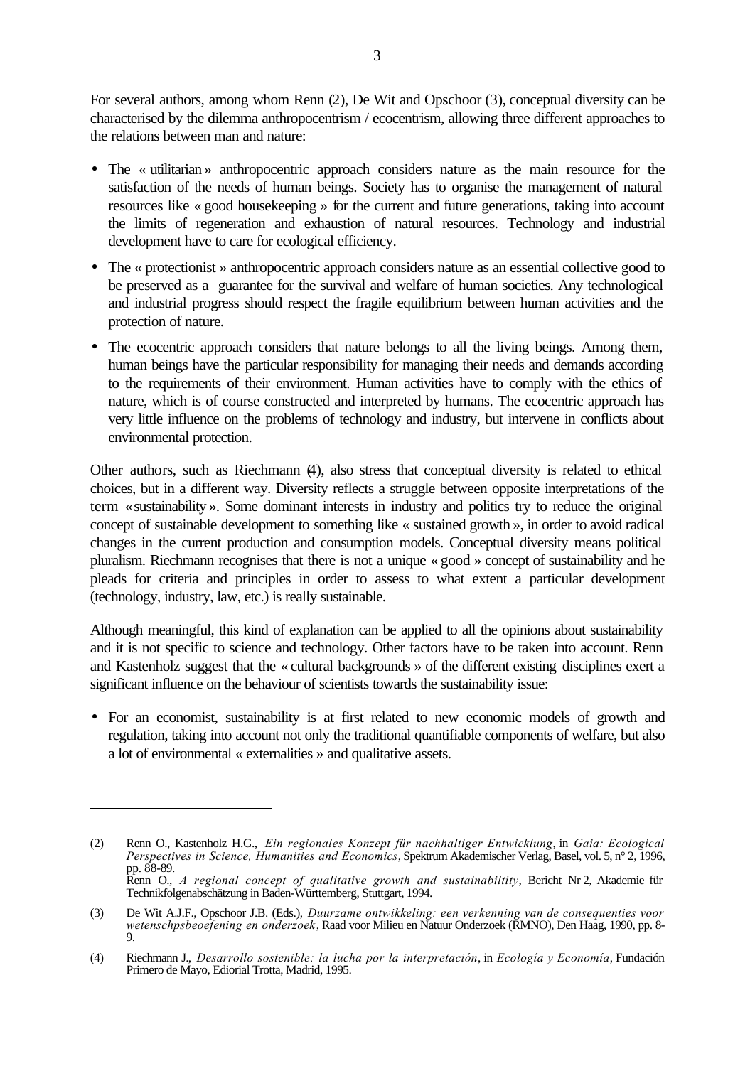For several authors, among whom Renn (2), De Wit and Opschoor (3), conceptual diversity can be characterised by the dilemma anthropocentrism / ecocentrism, allowing three different approaches to the relations between man and nature:

- The « utilitarian » anthropocentric approach considers nature as the main resource for the satisfaction of the needs of human beings. Society has to organise the management of natural resources like « good housekeeping » for the current and future generations, taking into account the limits of regeneration and exhaustion of natural resources. Technology and industrial development have to care for ecological efficiency.
- The « protectionist » anthropocentric approach considers nature as an essential collective good to be preserved as a guarantee for the survival and welfare of human societies. Any technological and industrial progress should respect the fragile equilibrium between human activities and the protection of nature.
- The ecocentric approach considers that nature belongs to all the living beings. Among them, human beings have the particular responsibility for managing their needs and demands according to the requirements of their environment. Human activities have to comply with the ethics of nature, which is of course constructed and interpreted by humans. The ecocentric approach has very little influence on the problems of technology and industry, but intervene in conflicts about environmental protection.

Other authors, such as Riechmann (4), also stress that conceptual diversity is related to ethical choices, but in a different way. Diversity reflects a struggle between opposite interpretations of the term « sustainability ». Some dominant interests in industry and politics try to reduce the original concept of sustainable development to something like « sustained growth », in order to avoid radical changes in the current production and consumption models. Conceptual diversity means political pluralism. Riechmann recognises that there is not a unique « good » concept of sustainability and he pleads for criteria and principles in order to assess to what extent a particular development (technology, industry, law, etc.) is really sustainable.

Although meaningful, this kind of explanation can be applied to all the opinions about sustainability and it is not specific to science and technology. Other factors have to be taken into account. Renn and Kastenholz suggest that the « cultural backgrounds » of the different existing disciplines exert a significant influence on the behaviour of scientists towards the sustainability issue:

- For an economist, sustainability is at first related to new economic models of growth and regulation, taking into account not only the traditional quantifiable components of welfare, but also a lot of environmental « externalities » and qualitative assets.

---

(2) Renn O., Kastenholz H.G., *Ein regionales Konzept für nachhaltiger Entwicklung*, in *Gaia: Ecological Perspectives in Science, Humanities and Economics*, Spektrum Akademischer Verlag, Basel, vol. 5, n° 2, 1996, pp. 88-89.
Renn O., *A regional concept of qualitative growth and sustainabiltity*, Bericht Nr 2, Akademie für Technikfolgenabschätzung in Baden-Württemberg, Stuttgart, 1994.

(3) De Wit A.J.F., Opschoor J.B. (Eds.), *Duurzame ontwikkeling: een verkenning van de consequenties voor wetenschpsbeoefening en onderzoek*, Raad voor Milieu en Natuur Onderzoek (RMNO), Den Haag, 1990, pp. 8-9.

(4) Riechmann J., *Desarrollo sostenible: la lucha por la interpretación*, in *Ecología y Economía*, Fundación Primero de Mayo, Ediorial Trotta, Madrid, 1995.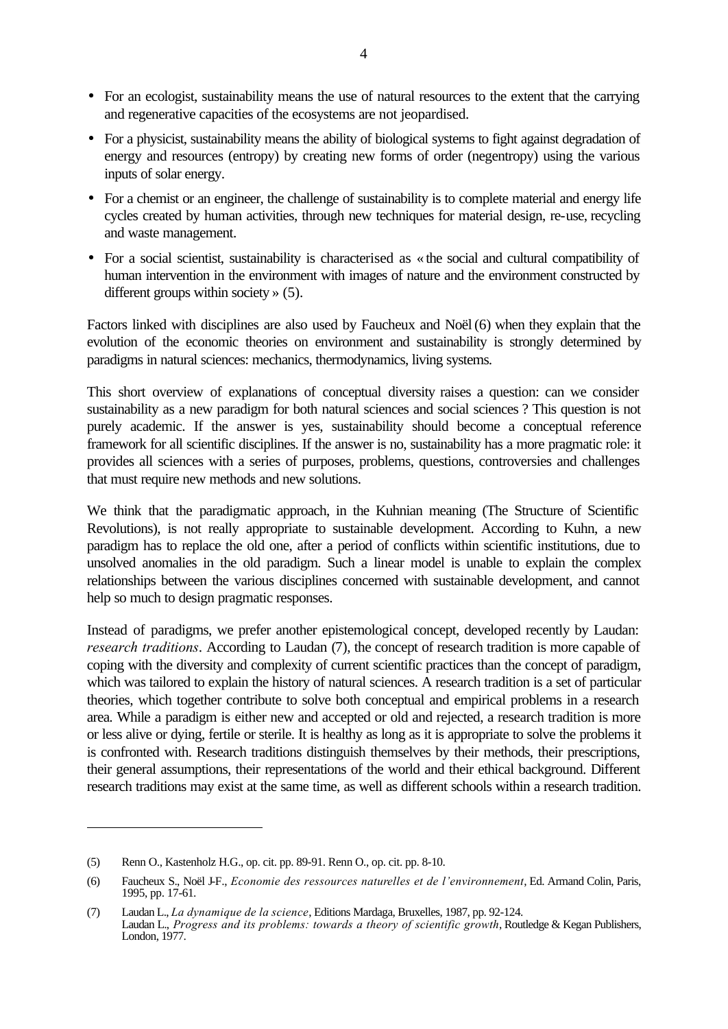- For an ecologist, sustainability means the use of natural resources to the extent that the carrying and regenerative capacities of the ecosystems are not jeopardised.
- For a physicist, sustainability means the ability of biological systems to fight against degradation of energy and resources (entropy) by creating new forms of order (negentropy) using the various inputs of solar energy.
- For a chemist or an engineer, the challenge of sustainability is to complete material and energy life cycles created by human activities, through new techniques for material design, re-use, recycling and waste management.
- For a social scientist, sustainability is characterised as « the social and cultural compatibility of human intervention in the environment with images of nature and the environment constructed by different groups within society » (5).

Factors linked with disciplines are also used by Faucheux and Noël (6) when they explain that the evolution of the economic theories on environment and sustainability is strongly determined by paradigms in natural sciences: mechanics, thermodynamics, living systems.

This short overview of explanations of conceptual diversity raises a question: can we consider sustainability as a new paradigm for both natural sciences and social sciences ? This question is not purely academic. If the answer is yes, sustainability should become a conceptual reference framework for all scientific disciplines. If the answer is no, sustainability has a more pragmatic role: it provides all sciences with a series of purposes, problems, questions, controversies and challenges that must require new methods and new solutions.

We think that the paradigmatic approach, in the Kuhnian meaning (The Structure of Scientific Revolutions), is not really appropriate to sustainable development. According to Kuhn, a new paradigm has to replace the old one, after a period of conflicts within scientific institutions, due to unsolved anomalies in the old paradigm. Such a linear model is unable to explain the complex relationships between the various disciplines concerned with sustainable development, and cannot help so much to design pragmatic responses.

Instead of paradigms, we prefer another epistemological concept, developed recently by Laudan: *research traditions*. According to Laudan (7), the concept of research tradition is more capable of coping with the diversity and complexity of current scientific practices than the concept of paradigm, which was tailored to explain the history of natural sciences. A research tradition is a set of particular theories, which together contribute to solve both conceptual and empirical problems in a research area. While a paradigm is either new and accepted or old and rejected, a research tradition is more or less alive or dying, fertile or sterile. It is healthy as long as it is appropriate to solve the problems it is confronted with. Research traditions distinguish themselves by their methods, their prescriptions, their general assumptions, their representations of the world and their ethical background. Different research traditions may exist at the same time, as well as different schools within a research tradition.

---

(5) Renn O., Kastenholz H.G., op. cit. pp. 89-91. Renn O., op. cit. pp. 8-10.

(6) Faucheux S., Noël J-F., *Economie des ressources naturelles et de l'environnement*, Ed. Armand Colin, Paris, 1995, pp. 17-61.

(7) Laudan L., *La dynamique de la science*, Editions Mardaga, Bruxelles, 1987, pp. 92-124.
Laudan L., *Progress and its problems: towards a theory of scientific growth*, Routledge & Kegan Publishers, London, 1977.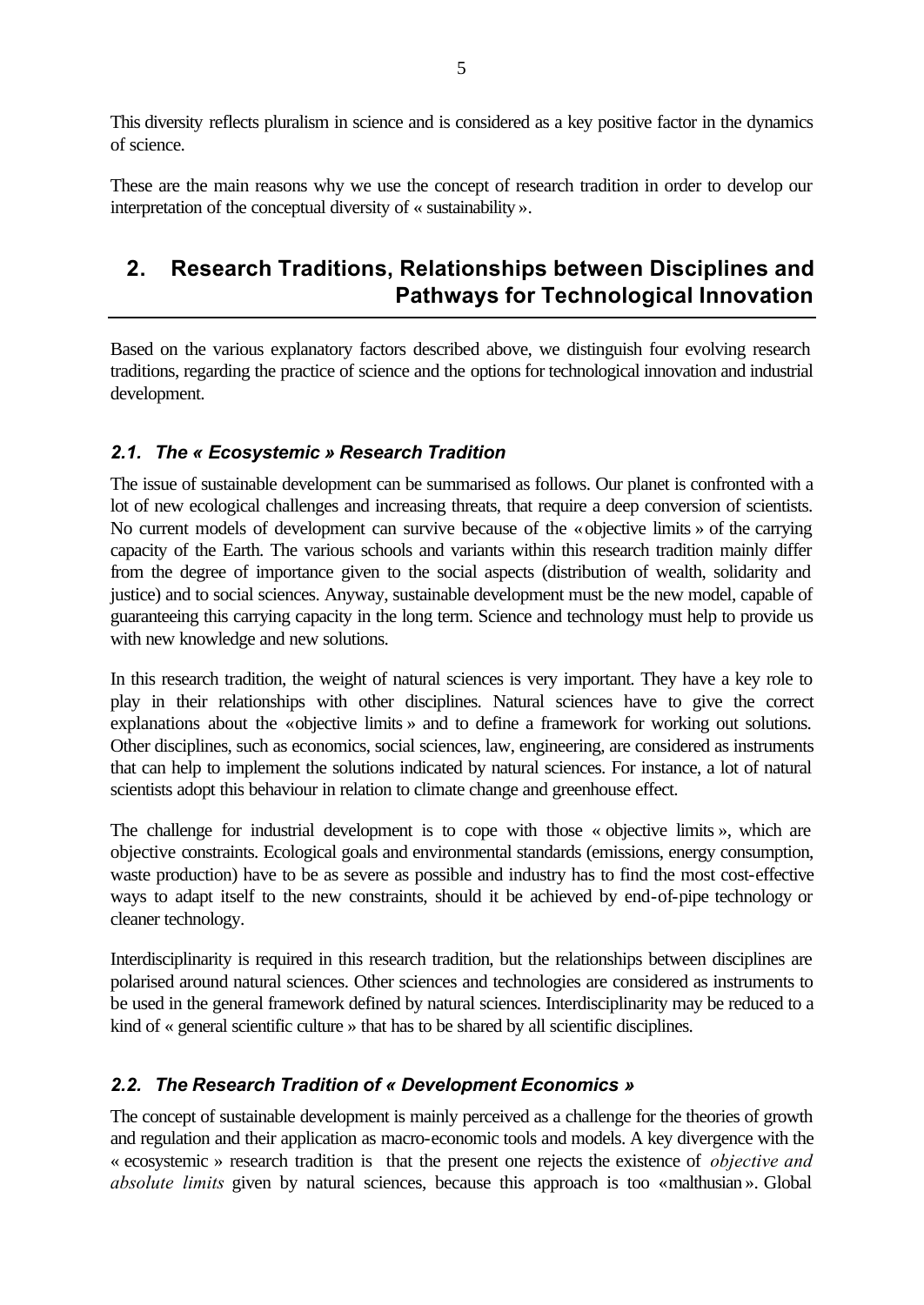This diversity reflects pluralism in science and is considered as a key positive factor in the dynamics of science.

These are the main reasons why we use the concept of research tradition in order to develop our interpretation of the conceptual diversity of « sustainability ».

## 2. Research Traditions, Relationships between Disciplines and Pathways for Technological Innovation

Based on the various explanatory factors described above, we distinguish four evolving research traditions, regarding the practice of science and the options for technological innovation and industrial development.

### *2.1. The « Ecosystemic » Research Tradition*

The issue of sustainable development can be summarised as follows. Our planet is confronted with a lot of new ecological challenges and increasing threats, that require a deep conversion of scientists. No current models of development can survive because of the « objective limits » of the carrying capacity of the Earth. The various schools and variants within this research tradition mainly differ from the degree of importance given to the social aspects (distribution of wealth, solidarity and justice) and to social sciences. Anyway, sustainable development must be the new model, capable of guaranteeing this carrying capacity in the long term. Science and technology must help to provide us with new knowledge and new solutions.

In this research tradition, the weight of natural sciences is very important. They have a key role to play in their relationships with other disciplines. Natural sciences have to give the correct explanations about the « objective limits » and to define a framework for working out solutions. Other disciplines, such as economics, social sciences, law, engineering, are considered as instruments that can help to implement the solutions indicated by natural sciences. For instance, a lot of natural scientists adopt this behaviour in relation to climate change and greenhouse effect.

The challenge for industrial development is to cope with those « objective limits », which are objective constraints. Ecological goals and environmental standards (emissions, energy consumption, waste production) have to be as severe as possible and industry has to find the most cost-effective ways to adapt itself to the new constraints, should it be achieved by end-of-pipe technology or cleaner technology.

Interdisciplinarity is required in this research tradition, but the relationships between disciplines are polarised around natural sciences. Other sciences and technologies are considered as instruments to be used in the general framework defined by natural sciences. Interdisciplinarity may be reduced to a kind of « general scientific culture » that has to be shared by all scientific disciplines.

### *2.2. The Research Tradition of « Development Economics »*

The concept of sustainable development is mainly perceived as a challenge for the theories of growth and regulation and their application as macro-economic tools and models. A key divergence with the « ecosystemic » research tradition is that the present one rejects the existence of *objective and absolute limits* given by natural sciences, because this approach is too « malthusian ». Global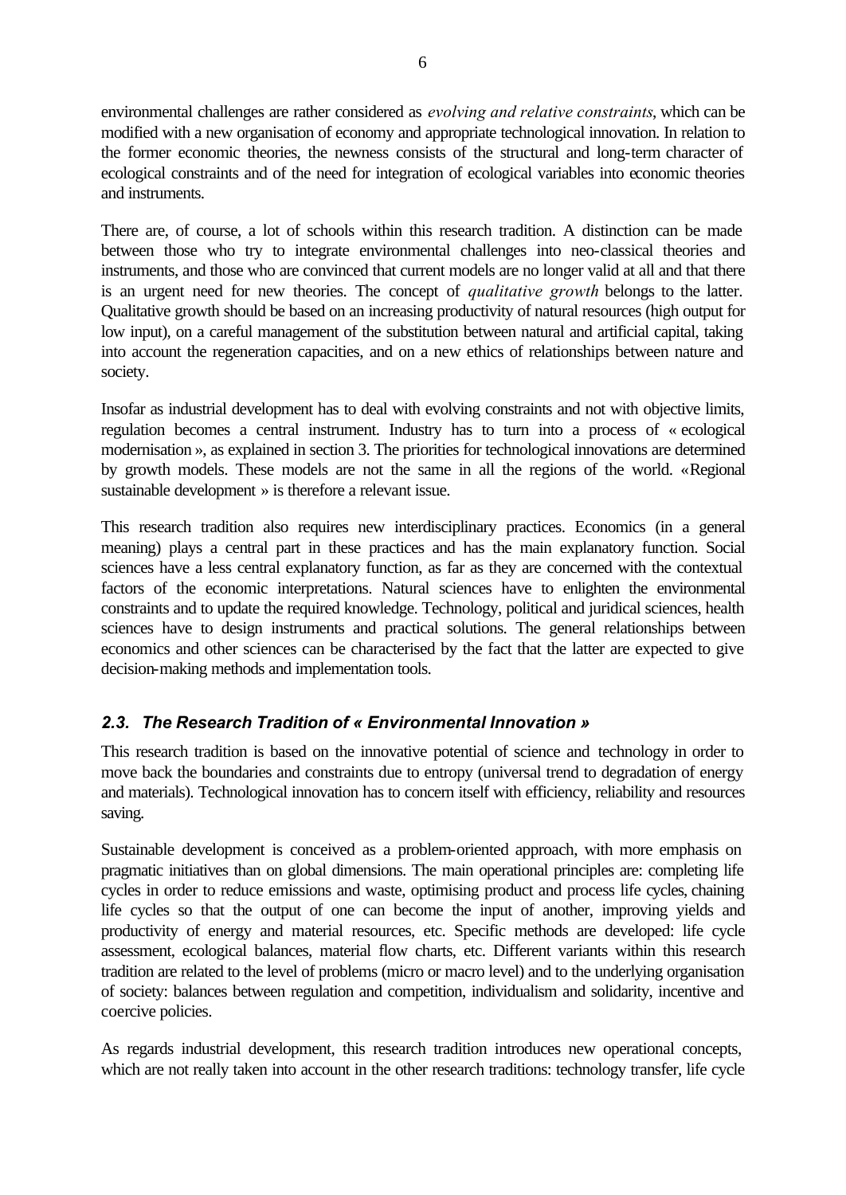environmental challenges are rather considered as *evolving and relative constraints*, which can be modified with a new organisation of economy and appropriate technological innovation. In relation to the former economic theories, the newness consists of the structural and long-term character of ecological constraints and of the need for integration of ecological variables into economic theories and instruments.

There are, of course, a lot of schools within this research tradition. A distinction can be made between those who try to integrate environmental challenges into neo-classical theories and instruments, and those who are convinced that current models are no longer valid at all and that there is an urgent need for new theories. The concept of *qualitative growth* belongs to the latter. Qualitative growth should be based on an increasing productivity of natural resources (high output for low input), on a careful management of the substitution between natural and artificial capital, taking into account the regeneration capacities, and on a new ethics of relationships between nature and society.

Insofar as industrial development has to deal with evolving constraints and not with objective limits, regulation becomes a central instrument. Industry has to turn into a process of « ecological modernisation », as explained in section 3. The priorities for technological innovations are determined by growth models. These models are not the same in all the regions of the world. «Regional sustainable development » is therefore a relevant issue.

This research tradition also requires new interdisciplinary practices. Economics (in a general meaning) plays a central part in these practices and has the main explanatory function. Social sciences have a less central explanatory function, as far as they are concerned with the contextual factors of the economic interpretations. Natural sciences have to enlighten the environmental constraints and to update the required knowledge. Technology, political and juridical sciences, health sciences have to design instruments and practical solutions. The general relationships between economics and other sciences can be characterised by the fact that the latter are expected to give decision-making methods and implementation tools.

### *2.3. The Research Tradition of « Environmental Innovation »*

This research tradition is based on the innovative potential of science and technology in order to move back the boundaries and constraints due to entropy (universal trend to degradation of energy and materials). Technological innovation has to concern itself with efficiency, reliability and resources saving.

Sustainable development is conceived as a problem-oriented approach, with more emphasis on pragmatic initiatives than on global dimensions. The main operational principles are: completing life cycles in order to reduce emissions and waste, optimising product and process life cycles, chaining life cycles so that the output of one can become the input of another, improving yields and productivity of energy and material resources, etc. Specific methods are developed: life cycle assessment, ecological balances, material flow charts, etc. Different variants within this research tradition are related to the level of problems (micro or macro level) and to the underlying organisation of society: balances between regulation and competition, individualism and solidarity, incentive and coercive policies.

As regards industrial development, this research tradition introduces new operational concepts, which are not really taken into account in the other research traditions: technology transfer, life cycle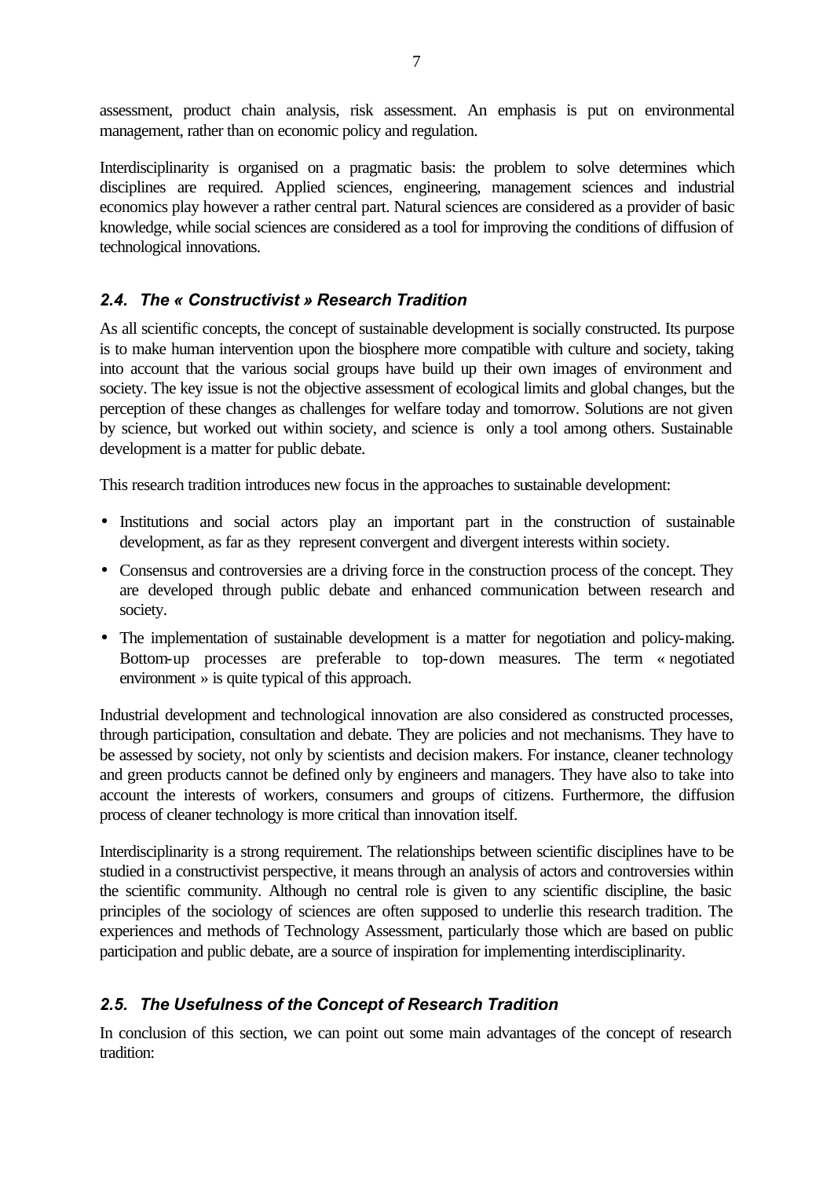assessment, product chain analysis, risk assessment. An emphasis is put on environmental management, rather than on economic policy and regulation.

Interdisciplinarity is organised on a pragmatic basis: the problem to solve determines which disciplines are required. Applied sciences, engineering, management sciences and industrial economics play however a rather central part. Natural sciences are considered as a provider of basic knowledge, while social sciences are considered as a tool for improving the conditions of diffusion of technological innovations.

### *2.4. The « Constructivist » Research Tradition*

As all scientific concepts, the concept of sustainable development is socially constructed. Its purpose is to make human intervention upon the biosphere more compatible with culture and society, taking into account that the various social groups have build up their own images of environment and society. The key issue is not the objective assessment of ecological limits and global changes, but the perception of these changes as challenges for welfare today and tomorrow. Solutions are not given by science, but worked out within society, and science is only a tool among others. Sustainable development is a matter for public debate.

This research tradition introduces new focus in the approaches to sustainable development:

- Institutions and social actors play an important part in the construction of sustainable development, as far as they represent convergent and divergent interests within society.
- Consensus and controversies are a driving force in the construction process of the concept. They are developed through public debate and enhanced communication between research and society.
- The implementation of sustainable development is a matter for negotiation and policy-making. Bottom-up processes are preferable to top-down measures. The term « negotiated environment » is quite typical of this approach.

Industrial development and technological innovation are also considered as constructed processes, through participation, consultation and debate. They are policies and not mechanisms. They have to be assessed by society, not only by scientists and decision makers. For instance, cleaner technology and green products cannot be defined only by engineers and managers. They have also to take into account the interests of workers, consumers and groups of citizens. Furthermore, the diffusion process of cleaner technology is more critical than innovation itself.

Interdisciplinarity is a strong requirement. The relationships between scientific disciplines have to be studied in a constructivist perspective, it means through an analysis of actors and controversies within the scientific community. Although no central role is given to any scientific discipline, the basic principles of the sociology of sciences are often supposed to underlie this research tradition. The experiences and methods of Technology Assessment, particularly those which are based on public participation and public debate, are a source of inspiration for implementing interdisciplinarity.

### *2.5. The Usefulness of the Concept of Research Tradition*

In conclusion of this section, we can point out some main advantages of the concept of research tradition: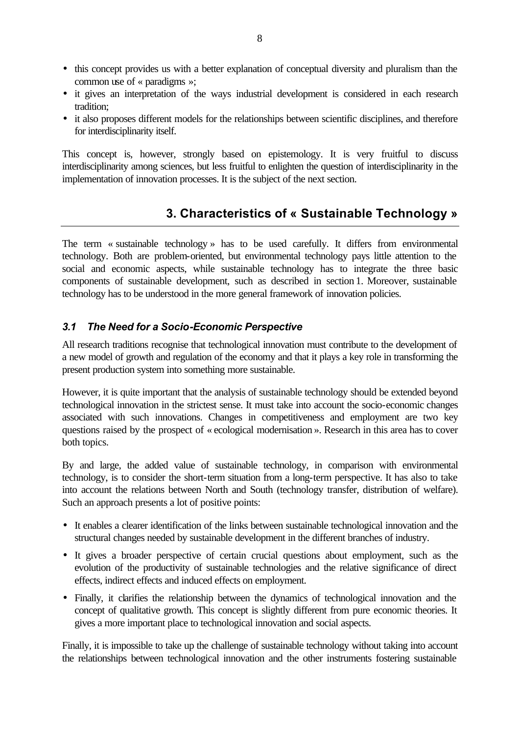- this concept provides us with a better explanation of conceptual diversity and pluralism than the common use of « paradigms »;
- it gives an interpretation of the ways industrial development is considered in each research tradition;
- it also proposes different models for the relationships between scientific disciplines, and therefore for interdisciplinarity itself.

This concept is, however, strongly based on epistemology. It is very fruitful to discuss interdisciplinarity among sciences, but less fruitful to enlighten the question of interdisciplinarity in the implementation of innovation processes. It is the subject of the next section.

## 3. Characteristics of « Sustainable Technology »

The term « sustainable technology » has to be used carefully. It differs from environmental technology. Both are problem-oriented, but environmental technology pays little attention to the social and economic aspects, while sustainable technology has to integrate the three basic components of sustainable development, such as described in section 1. Moreover, sustainable technology has to be understood in the more general framework of innovation policies.

### *3.1 The Need for a Socio-Economic Perspective*

All research traditions recognise that technological innovation must contribute to the development of a new model of growth and regulation of the economy and that it plays a key role in transforming the present production system into something more sustainable.

However, it is quite important that the analysis of sustainable technology should be extended beyond technological innovation in the strictest sense. It must take into account the socio-economic changes associated with such innovations. Changes in competitiveness and employment are two key questions raised by the prospect of « ecological modernisation ». Research in this area has to cover both topics.

By and large, the added value of sustainable technology, in comparison with environmental technology, is to consider the short-term situation from a long-term perspective. It has also to take into account the relations between North and South (technology transfer, distribution of welfare). Such an approach presents a lot of positive points:

- It enables a clearer identification of the links between sustainable technological innovation and the structural changes needed by sustainable development in the different branches of industry.
- It gives a broader perspective of certain crucial questions about employment, such as the evolution of the productivity of sustainable technologies and the relative significance of direct effects, indirect effects and induced effects on employment.
- Finally, it clarifies the relationship between the dynamics of technological innovation and the concept of qualitative growth. This concept is slightly different from pure economic theories. It gives a more important place to technological innovation and social aspects.

Finally, it is impossible to take up the challenge of sustainable technology without taking into account the relationships between technological innovation and the other instruments fostering sustainable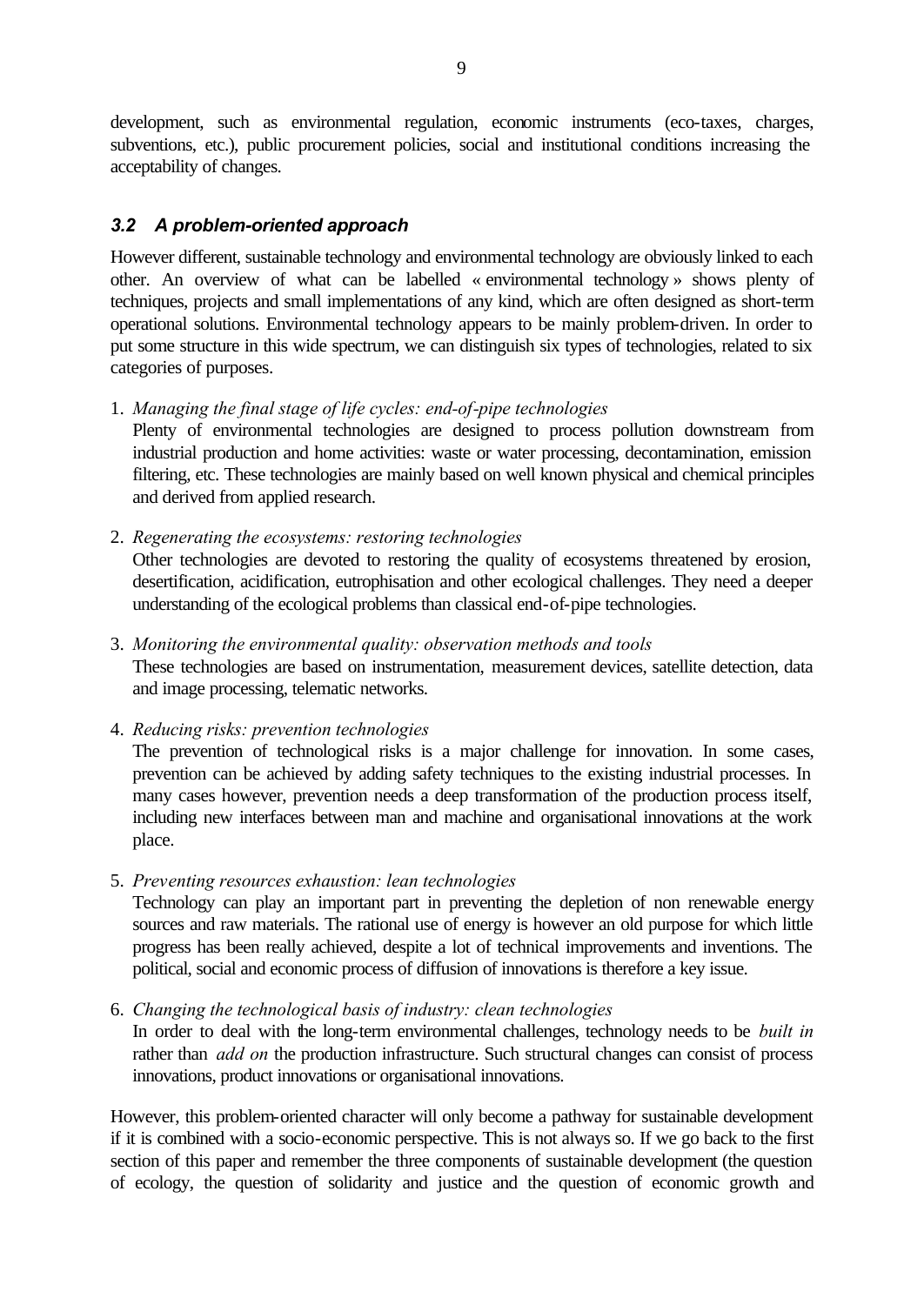development, such as environmental regulation, economic instruments (eco-taxes, charges, subventions, etc.), public procurement policies, social and institutional conditions increasing the acceptability of changes.

### *3.2 A problem-oriented approach*

However different, sustainable technology and environmental technology are obviously linked to each other. An overview of what can be labelled « environmental technology » shows plenty of techniques, projects and small implementations of any kind, which are often designed as short-term operational solutions. Environmental technology appears to be mainly problem-driven. In order to put some structure in this wide spectrum, we can distinguish six types of technologies, related to six categories of purposes.

1. *Managing the final stage of life cycles: end-of-pipe technologies*
   Plenty of environmental technologies are designed to process pollution downstream from industrial production and home activities: waste or water processing, decontamination, emission filtering, etc. These technologies are mainly based on well known physical and chemical principles and derived from applied research.

2. *Regenerating the ecosystems: restoring technologies*
   Other technologies are devoted to restoring the quality of ecosystems threatened by erosion, desertification, acidification, eutrophisation and other ecological challenges. They need a deeper understanding of the ecological problems than classical end-of-pipe technologies.

3. *Monitoring the environmental quality: observation methods and tools*
   These technologies are based on instrumentation, measurement devices, satellite detection, data and image processing, telematic networks.

4. *Reducing risks: prevention technologies*
   The prevention of technological risks is a major challenge for innovation. In some cases, prevention can be achieved by adding safety techniques to the existing industrial processes. In many cases however, prevention needs a deep transformation of the production process itself, including new interfaces between man and machine and organisational innovations at the work place.

5. *Preventing resources exhaustion: lean technologies*
   Technology can play an important part in preventing the depletion of non renewable energy sources and raw materials. The rational use of energy is however an old purpose for which little progress has been really achieved, despite a lot of technical improvements and inventions. The political, social and economic process of diffusion of innovations is therefore a key issue.

6. *Changing the technological basis of industry: clean technologies*
   In order to deal with the long-term environmental challenges, technology needs to be *built in* rather than *add on* the production infrastructure. Such structural changes can consist of process innovations, product innovations or organisational innovations.

However, this problem-oriented character will only become a pathway for sustainable development if it is combined with a socio-economic perspective. This is not always so. If we go back to the first section of this paper and remember the three components of sustainable development (the question of ecology, the question of solidarity and justice and the question of economic growth and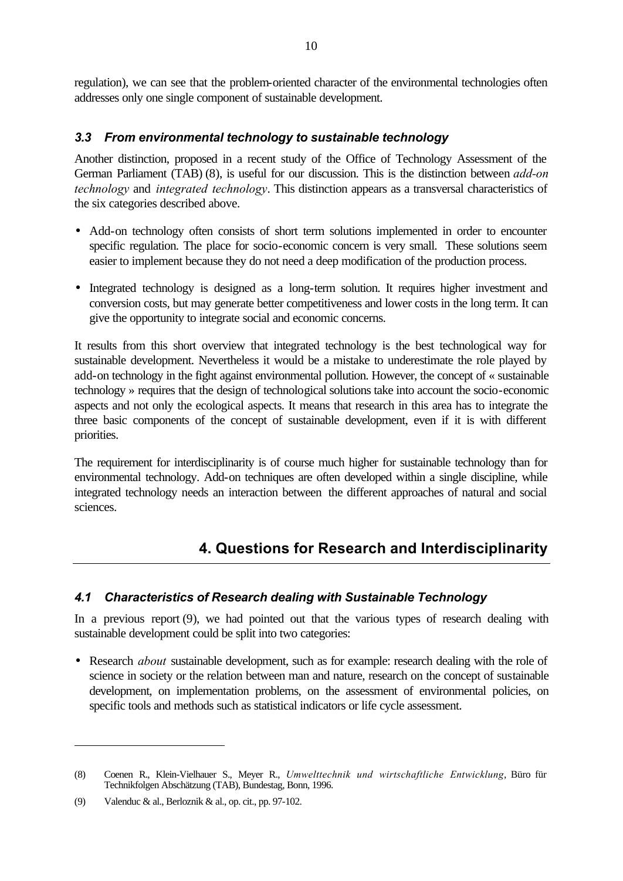regulation), we can see that the problem-oriented character of the environmental technologies often addresses only one single component of sustainable development.

### *3.3 From environmental technology to sustainable technology*

Another distinction, proposed in a recent study of the Office of Technology Assessment of the German Parliament (TAB) (8), is useful for our discussion. This is the distinction between *add-on technology* and *integrated technology*. This distinction appears as a transversal characteristics of the six categories described above.

- Add-on technology often consists of short term solutions implemented in order to encounter specific regulation. The place for socio-economic concern is very small. These solutions seem easier to implement because they do not need a deep modification of the production process.

- Integrated technology is designed as a long-term solution. It requires higher investment and conversion costs, but may generate better competitiveness and lower costs in the long term. It can give the opportunity to integrate social and economic concerns.

It results from this short overview that integrated technology is the best technological way for sustainable development. Nevertheless it would be a mistake to underestimate the role played by add-on technology in the fight against environmental pollution. However, the concept of « sustainable technology » requires that the design of technological solutions take into account the socio-economic aspects and not only the ecological aspects. It means that research in this area has to integrate the three basic components of the concept of sustainable development, even if it is with different priorities.

The requirement for interdisciplinarity is of course much higher for sustainable technology than for environmental technology. Add-on techniques are often developed within a single discipline, while integrated technology needs an interaction between the different approaches of natural and social sciences.

## 4. Questions for Research and Interdisciplinarity

### *4.1 Characteristics of Research dealing with Sustainable Technology*

In a previous report (9), we had pointed out that the various types of research dealing with sustainable development could be split into two categories:

- Research *about* sustainable development, such as for example: research dealing with the role of science in society or the relation between man and nature, research on the concept of sustainable development, on implementation problems, on the assessment of environmental policies, on specific tools and methods such as statistical indicators or life cycle assessment.

---

(8) Coenen R., Klein-Vielhauer S., Meyer R., *Umwelttechnik und wirtschaftliche Entwicklung*, Büro für Technikfolgen Abschätzung (TAB), Bundestag, Bonn, 1996.

(9) Valenduc & al., Berloznik & al., op. cit., pp. 97-102.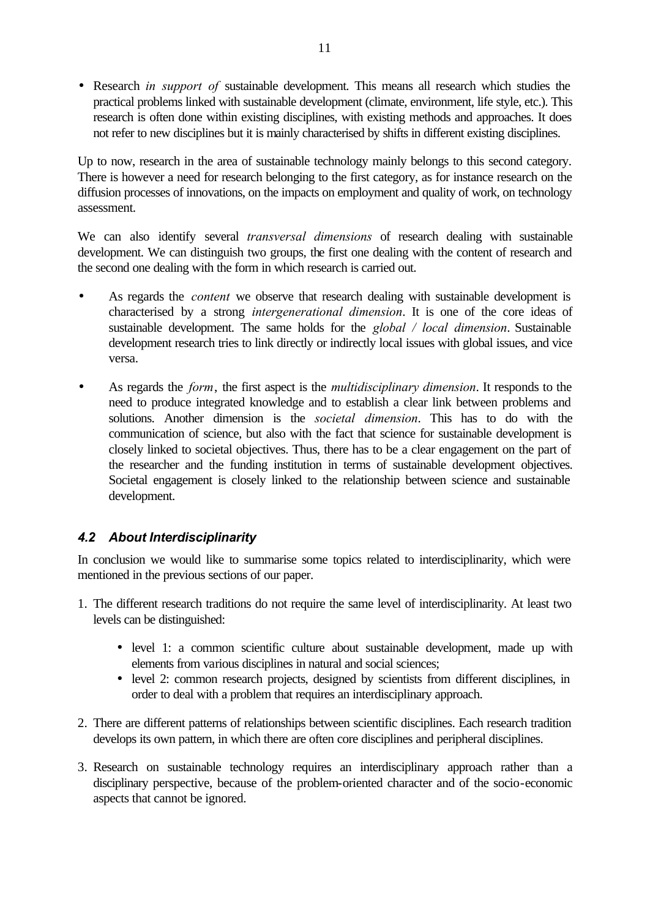- Research *in support of* sustainable development. This means all research which studies the practical problems linked with sustainable development (climate, environment, life style, etc.). This research is often done within existing disciplines, with existing methods and approaches. It does not refer to new disciplines but it is mainly characterised by shifts in different existing disciplines.

Up to now, research in the area of sustainable technology mainly belongs to this second category. There is however a need for research belonging to the first category, as for instance research on the diffusion processes of innovations, on the impacts on employment and quality of work, on technology assessment.

We can also identify several *transversal dimensions* of research dealing with sustainable development. We can distinguish two groups, the first one dealing with the content of research and the second one dealing with the form in which research is carried out.

- As regards the *content* we observe that research dealing with sustainable development is characterised by a strong *intergenerational dimension*. It is one of the core ideas of sustainable development. The same holds for the *global / local dimension*. Sustainable development research tries to link directly or indirectly local issues with global issues, and vice versa.
- As regards the *form*, the first aspect is the *multidisciplinary dimension*. It responds to the need to produce integrated knowledge and to establish a clear link between problems and solutions. Another dimension is the *societal dimension*. This has to do with the communication of science, but also with the fact that science for sustainable development is closely linked to societal objectives. Thus, there has to be a clear engagement on the part of the researcher and the funding institution in terms of sustainable development objectives. Societal engagement is closely linked to the relationship between science and sustainable development.

### *4.2 About Interdisciplinarity*

In conclusion we would like to summarise some topics related to interdisciplinarity, which were mentioned in the previous sections of our paper.

1. The different research traditions do not require the same level of interdisciplinarity. At least two levels can be distinguished:
    - level 1: a common scientific culture about sustainable development, made up with elements from various disciplines in natural and social sciences;
    - level 2: common research projects, designed by scientists from different disciplines, in order to deal with a problem that requires an interdisciplinary approach.
2. There are different patterns of relationships between scientific disciplines. Each research tradition develops its own pattern, in which there are often core disciplines and peripheral disciplines.
3. Research on sustainable technology requires an interdisciplinary approach rather than a disciplinary perspective, because of the problem-oriented character and of the socio-economic aspects that cannot be ignored.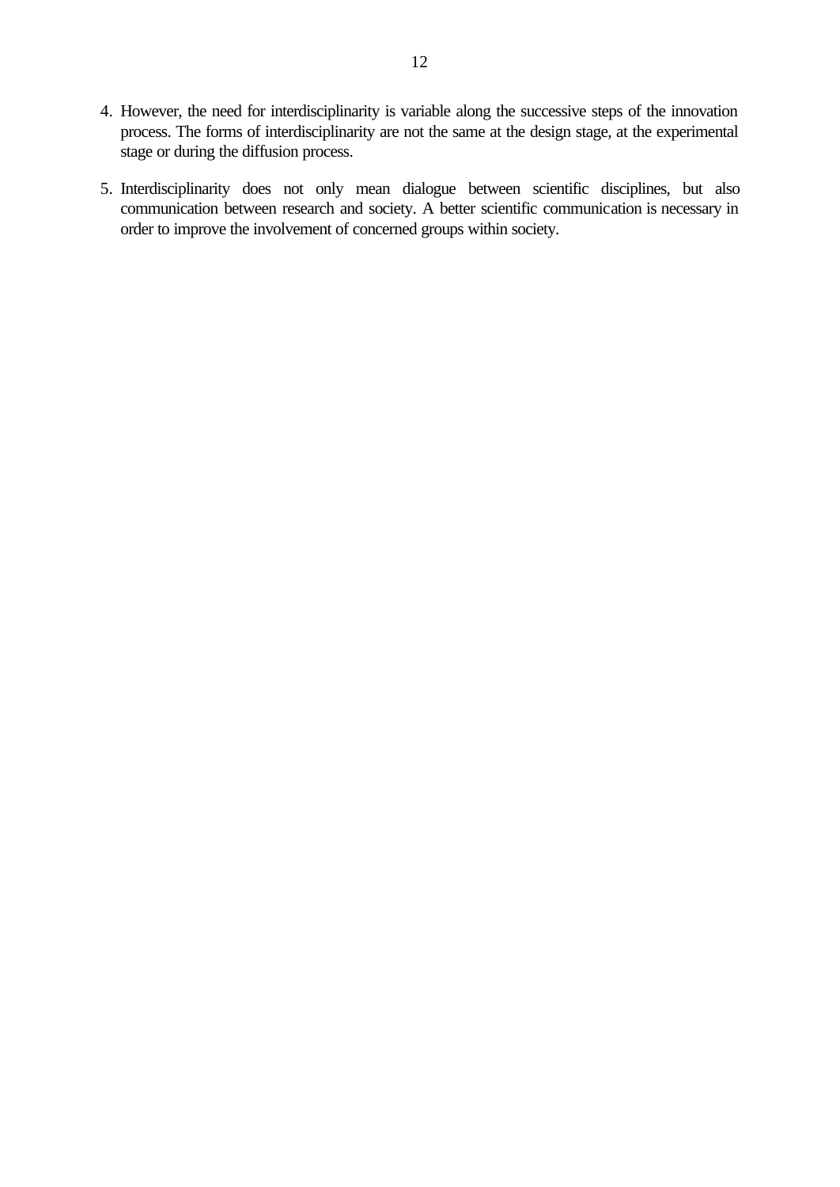4. However, the need for interdisciplinarity is variable along the successive steps of the innovation process. The forms of interdisciplinarity are not the same at the design stage, at the experimental stage or during the diffusion process.

5. Interdisciplinarity does not only mean dialogue between scientific disciplines, but also communication between research and society. A better scientific communication is necessary in order to improve the involvement of concerned groups within society.